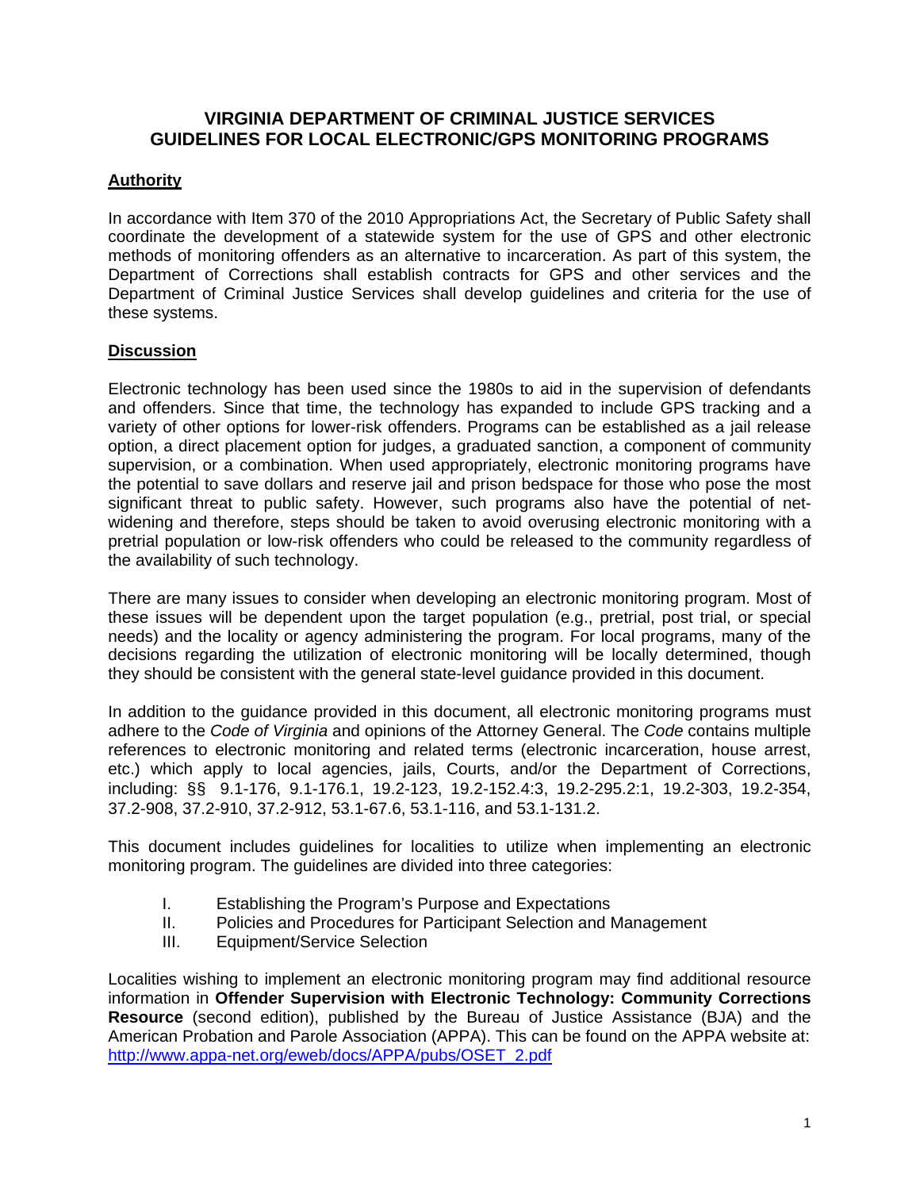# VIRGINIA DEPARTMENT OF CRIMINAL JUSTICE SERVICES GUIDELINES FOR LOCAL ELECTRONIC/GPS MONITORING PROGRAMS

## Authority

In accordance with Item 370 of the 2010 Appropriations Act, the Secretary of Public Safety shall coordinate the development of a statewide system for the use of GPS and other electronic methods of monitoring offenders as an alternative to incarceration. As part of this system, the Department of Corrections shall establish contracts for GPS and other services and the Department of Criminal Justice Services shall develop guidelines and criteria for the use of these systems.

## Discussion

Electronic technology has been used since the 1980s to aid in the supervision of defendants and offenders. Since that time, the technology has expanded to include GPS tracking and a variety of other options for lower-risk offenders. Programs can be established as a jail release option, a direct placement option for judges, a graduated sanction, a component of community supervision, or a combination. When used appropriately, electronic monitoring programs have the potential to save dollars and reserve jail and prison bedspace for those who pose the most significant threat to public safety. However, such programs also have the potential of net-widening and therefore, steps should be taken to avoid overusing electronic monitoring with a pretrial population or low-risk offenders who could be released to the community regardless of the availability of such technology.

There are many issues to consider when developing an electronic monitoring program. Most of these issues will be dependent upon the target population (e.g., pretrial, post trial, or special needs) and the locality or agency administering the program. For local programs, many of the decisions regarding the utilization of electronic monitoring will be locally determined, though they should be consistent with the general state-level guidance provided in this document.

In addition to the guidance provided in this document, all electronic monitoring programs must adhere to the *Code of Virginia* and opinions of the Attorney General. The *Code* contains multiple references to electronic monitoring and related terms (electronic incarceration, house arrest, etc.) which apply to local agencies, jails, Courts, and/or the Department of Corrections, including: §§ 9.1-176, 9.1-176.1, 19.2-123, 19.2-152.4:3, 19.2-295.2:1, 19.2-303, 19.2-354, 37.2-908, 37.2-910, 37.2-912, 53.1-67.6, 53.1-116, and 53.1-131.2.

This document includes guidelines for localities to utilize when implementing an electronic monitoring program. The guidelines are divided into three categories:

I. Establishing the Program's Purpose and Expectations
II. Policies and Procedures for Participant Selection and Management
III. Equipment/Service Selection

Localities wishing to implement an electronic monitoring program may find additional resource information in **Offender Supervision with Electronic Technology: Community Corrections Resource** (second edition), published by the Bureau of Justice Assistance (BJA) and the American Probation and Parole Association (APPA). This can be found on the APPA website at: [http://www.appa-net.org/eweb/docs/APPA/pubs/OSET_2.pdf](http://www.appa-net.org/eweb/docs/APPA/pubs/OSET_2.pdf)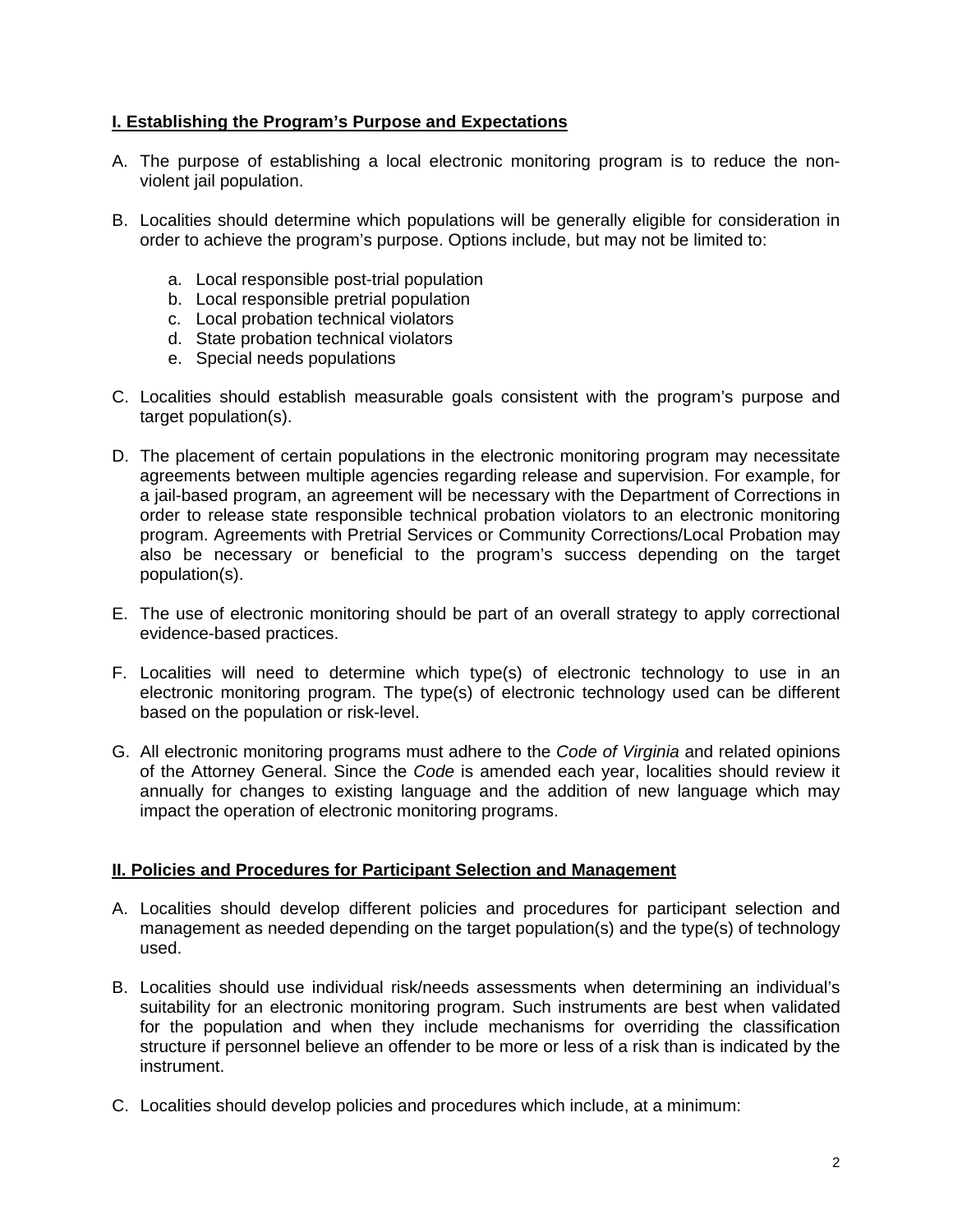## I. Establishing the Program's Purpose and Expectations

A. The purpose of establishing a local electronic monitoring program is to reduce the non-violent jail population.

B. Localities should determine which populations will be generally eligible for consideration in order to achieve the program's purpose. Options include, but may not be limited to:

   a. Local responsible post-trial population
   b. Local responsible pretrial population
   c. Local probation technical violators
   d. State probation technical violators
   e. Special needs populations

C. Localities should establish measurable goals consistent with the program's purpose and target population(s).

D. The placement of certain populations in the electronic monitoring program may necessitate agreements between multiple agencies regarding release and supervision. For example, for a jail-based program, an agreement will be necessary with the Department of Corrections in order to release state responsible technical probation violators to an electronic monitoring program. Agreements with Pretrial Services or Community Corrections/Local Probation may also be necessary or beneficial to the program's success depending on the target population(s).

E. The use of electronic monitoring should be part of an overall strategy to apply correctional evidence-based practices.

F. Localities will need to determine which type(s) of electronic technology to use in an electronic monitoring program. The type(s) of electronic technology used can be different based on the population or risk-level.

G. All electronic monitoring programs must adhere to the *Code of Virginia* and related opinions of the Attorney General. Since the *Code* is amended each year, localities should review it annually for changes to existing language and the addition of new language which may impact the operation of electronic monitoring programs.

## II. Policies and Procedures for Participant Selection and Management

A. Localities should develop different policies and procedures for participant selection and management as needed depending on the target population(s) and the type(s) of technology used.

B. Localities should use individual risk/needs assessments when determining an individual's suitability for an electronic monitoring program. Such instruments are best when validated for the population and when they include mechanisms for overriding the classification structure if personnel believe an offender to be more or less of a risk than is indicated by the instrument.

C. Localities should develop policies and procedures which include, at a minimum: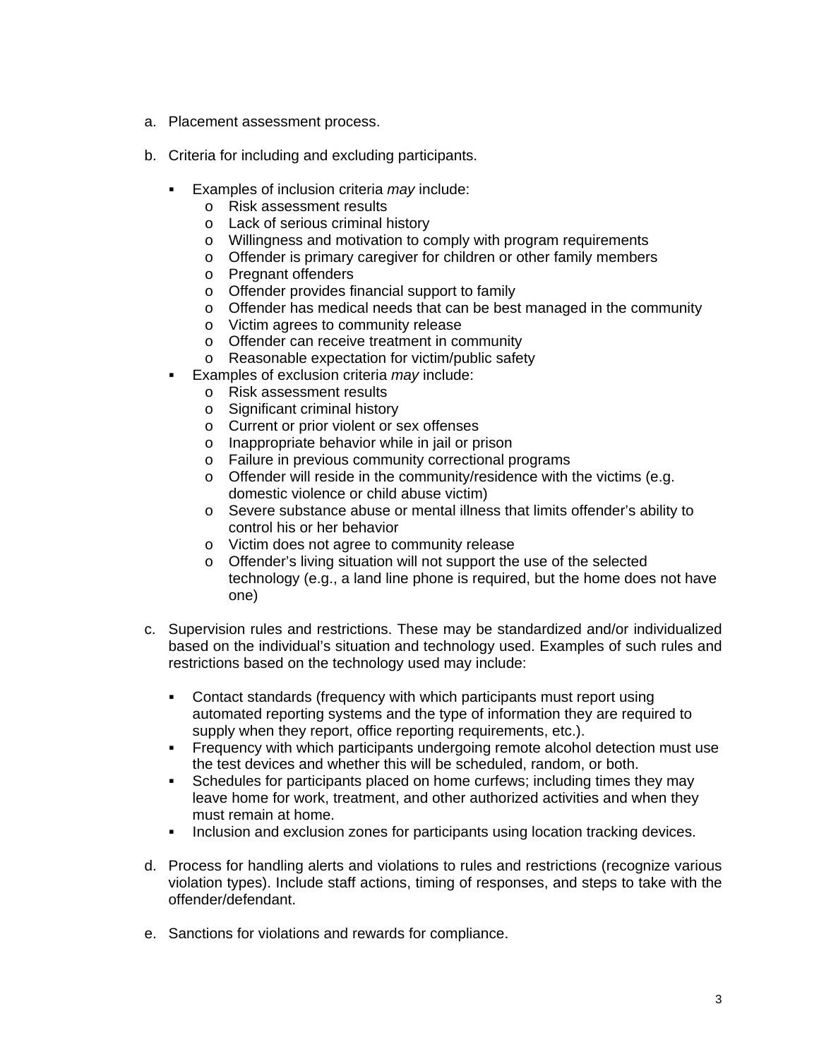a. Placement assessment process.

b. Criteria for including and excluding participants.

   - Examples of inclusion criteria *may* include:
     - Risk assessment results
     - Lack of serious criminal history
     - Willingness and motivation to comply with program requirements
     - Offender is primary caregiver for children or other family members
     - Pregnant offenders
     - Offender provides financial support to family
     - Offender has medical needs that can be best managed in the community
     - Victim agrees to community release
     - Offender can receive treatment in community
     - Reasonable expectation for victim/public safety
   - Examples of exclusion criteria *may* include:
     - Risk assessment results
     - Significant criminal history
     - Current or prior violent or sex offenses
     - Inappropriate behavior while in jail or prison
     - Failure in previous community correctional programs
     - Offender will reside in the community/residence with the victims (e.g. domestic violence or child abuse victim)
     - Severe substance abuse or mental illness that limits offender's ability to control his or her behavior
     - Victim does not agree to community release
     - Offender's living situation will not support the use of the selected technology (e.g., a land line phone is required, but the home does not have one)

c. Supervision rules and restrictions. These may be standardized and/or individualized based on the individual's situation and technology used. Examples of such rules and restrictions based on the technology used may include:

   - Contact standards (frequency with which participants must report using automated reporting systems and the type of information they are required to supply when they report, office reporting requirements, etc.).
   - Frequency with which participants undergoing remote alcohol detection must use the test devices and whether this will be scheduled, random, or both.
   - Schedules for participants placed on home curfews; including times they may leave home for work, treatment, and other authorized activities and when they must remain at home.
   - Inclusion and exclusion zones for participants using location tracking devices.

d. Process for handling alerts and violations to rules and restrictions (recognize various violation types). Include staff actions, timing of responses, and steps to take with the offender/defendant.

e. Sanctions for violations and rewards for compliance.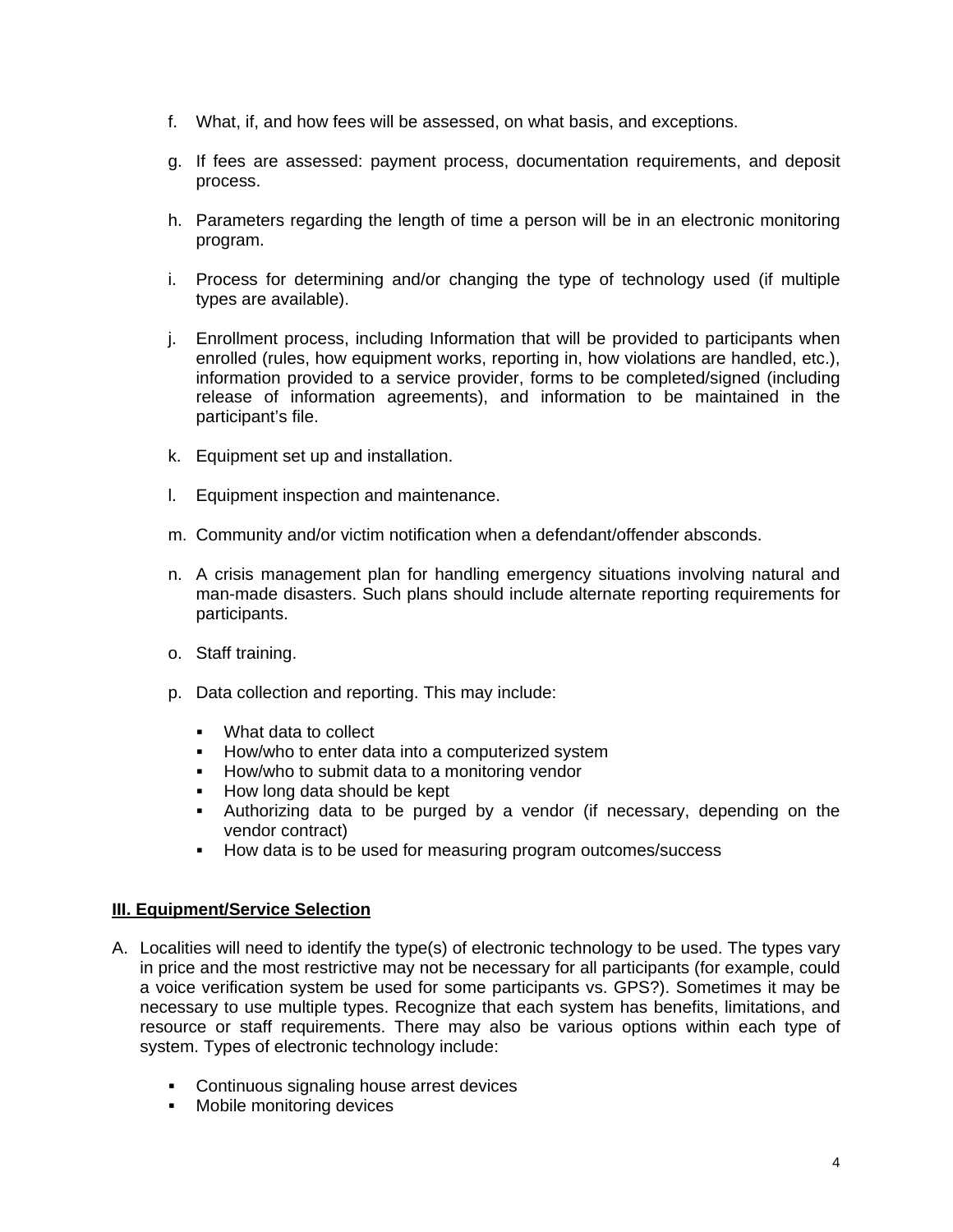f. What, if, and how fees will be assessed, on what basis, and exceptions.

g. If fees are assessed: payment process, documentation requirements, and deposit process.

h. Parameters regarding the length of time a person will be in an electronic monitoring program.

i. Process for determining and/or changing the type of technology used (if multiple types are available).

j. Enrollment process, including Information that will be provided to participants when enrolled (rules, how equipment works, reporting in, how violations are handled, etc.), information provided to a service provider, forms to be completed/signed (including release of information agreements), and information to be maintained in the participant's file.

k. Equipment set up and installation.

l. Equipment inspection and maintenance.

m. Community and/or victim notification when a defendant/offender absconds.

n. A crisis management plan for handling emergency situations involving natural and man-made disasters. Such plans should include alternate reporting requirements for participants.

o. Staff training.

p. Data collection and reporting. This may include:

   - What data to collect
   - How/who to enter data into a computerized system
   - How/who to submit data to a monitoring vendor
   - How long data should be kept
   - Authorizing data to be purged by a vendor (if necessary, depending on the vendor contract)
   - How data is to be used for measuring program outcomes/success

## III. Equipment/Service Selection

A. Localities will need to identify the type(s) of electronic technology to be used. The types vary in price and the most restrictive may not be necessary for all participants (for example, could a voice verification system be used for some participants vs. GPS?). Sometimes it may be necessary to use multiple types. Recognize that each system has benefits, limitations, and resource or staff requirements. There may also be various options within each type of system. Types of electronic technology include:

   - Continuous signaling house arrest devices
   - Mobile monitoring devices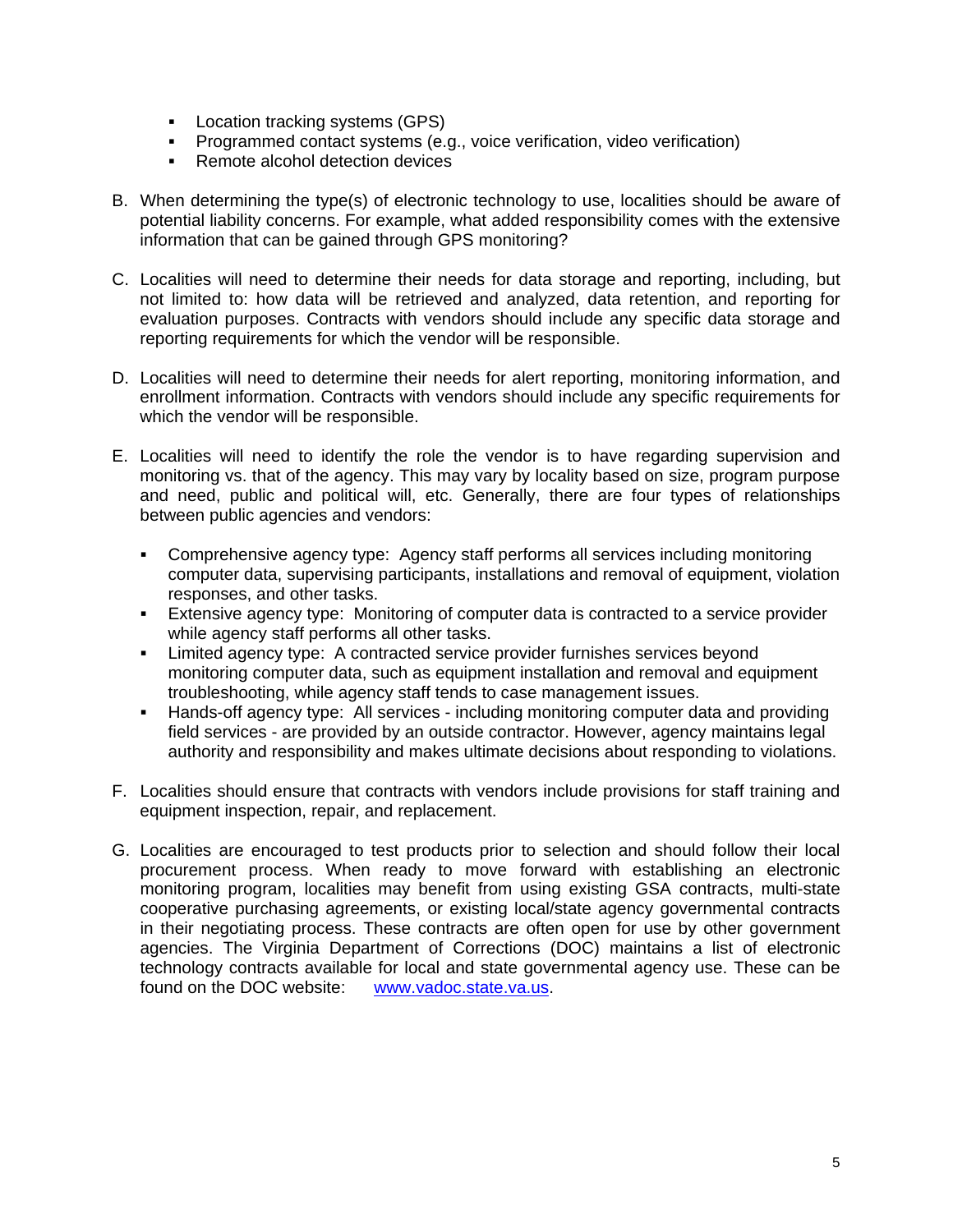- Location tracking systems (GPS)
- Programmed contact systems (e.g., voice verification, video verification)
- Remote alcohol detection devices

B. When determining the type(s) of electronic technology to use, localities should be aware of potential liability concerns. For example, what added responsibility comes with the extensive information that can be gained through GPS monitoring?

C. Localities will need to determine their needs for data storage and reporting, including, but not limited to: how data will be retrieved and analyzed, data retention, and reporting for evaluation purposes. Contracts with vendors should include any specific data storage and reporting requirements for which the vendor will be responsible.

D. Localities will need to determine their needs for alert reporting, monitoring information, and enrollment information. Contracts with vendors should include any specific requirements for which the vendor will be responsible.

E. Localities will need to identify the role the vendor is to have regarding supervision and monitoring vs. that of the agency. This may vary by locality based on size, program purpose and need, public and political will, etc. Generally, there are four types of relationships between public agencies and vendors:

   - Comprehensive agency type: Agency staff performs all services including monitoring computer data, supervising participants, installations and removal of equipment, violation responses, and other tasks.
   - Extensive agency type: Monitoring of computer data is contracted to a service provider while agency staff performs all other tasks.
   - Limited agency type: A contracted service provider furnishes services beyond monitoring computer data, such as equipment installation and removal and equipment troubleshooting, while agency staff tends to case management issues.
   - Hands-off agency type: All services - including monitoring computer data and providing field services - are provided by an outside contractor. However, agency maintains legal authority and responsibility and makes ultimate decisions about responding to violations.

F. Localities should ensure that contracts with vendors include provisions for staff training and equipment inspection, repair, and replacement.

G. Localities are encouraged to test products prior to selection and should follow their local procurement process. When ready to move forward with establishing an electronic monitoring program, localities may benefit from using existing GSA contracts, multi-state cooperative purchasing agreements, or existing local/state agency governmental contracts in their negotiating process. These contracts are often open for use by other government agencies. The Virginia Department of Corrections (DOC) maintains a list of electronic technology contracts available for local and state governmental agency use. These can be found on the DOC website: www.vadoc.state.va.us.